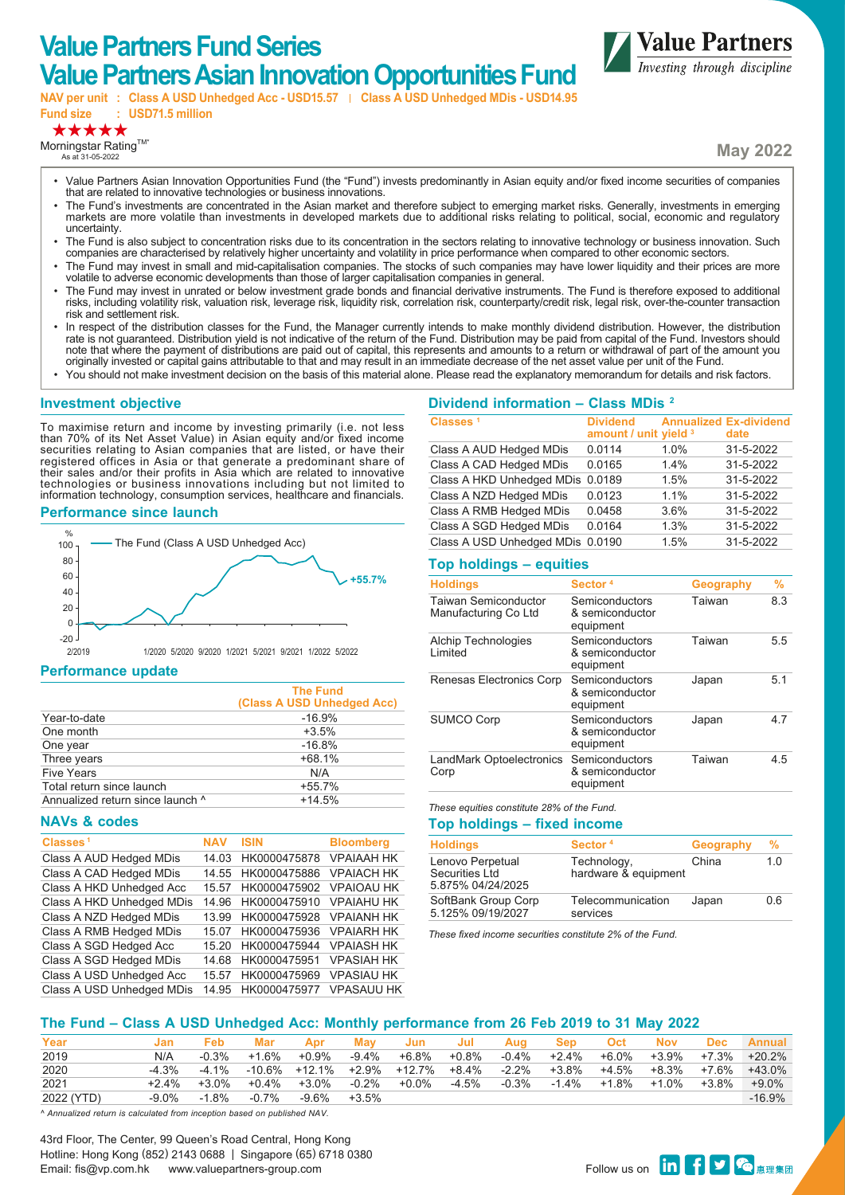# Value Partners Fund Series
# Value Partners Asian Innovation Opportunities Fund

**NAV per unit : Class A USD Unhedged Acc - USD15.57 | Class A USD Unhedged MDis - USD14.95**
**Fund size : USD71.5 million**

★★★★★
Morningstar Rating™*
As at 31-05-2022

**May 2022**

- Value Partners Asian Innovation Opportunities Fund (the "Fund") invests predominantly in Asian equity and/or fixed income securities of companies that are related to innovative technologies or business innovations.
- The Fund's investments are concentrated in the Asian market and therefore subject to emerging market risks. Generally, investments in emerging markets are more volatile than investments in developed markets due to additional risks relating to political, social, economic and regulatory uncertainty.
- The Fund is also subject to concentration risks due to its concentration in the sectors relating to innovative technology or business innovation. Such companies are characterised by relatively higher uncertainty and volatility in price performance when compared to other economic sectors.
- The Fund may invest in small and mid-capitalisation companies. The stocks of such companies may have lower liquidity and their prices are more volatile to adverse economic developments than those of larger capitalisation companies in general.
- The Fund may invest in unrated or below investment grade bonds and financial derivative instruments. The Fund is therefore exposed to additional risks, including volatility risk, valuation risk, leverage risk, liquidity risk, correlation risk, counterparty/credit risk, legal risk, over-the-counter transaction risk and settlement risk.
- In respect of the distribution classes for the Fund, the Manager currently intends to make monthly dividend distribution. However, the distribution rate is not guaranteed. Distribution yield is not indicative of the return of the Fund. Distribution may be paid from capital of the Fund. Investors should note that where the payment of distributions are paid out of capital, this represents and amounts to a return or withdrawal of part of the amount you originally invested or capital gains attributable to that and may result in an immediate decrease of the net asset value per unit of the Fund.
- You should not make investment decision on the basis of this material alone. Please read the explanatory memorandum for details and risk factors.

## Investment objective

To maximise return and income by investing primarily (i.e. not less than 70% of its Net Asset Value) in Asian equity and/or fixed income securities relating to Asian companies that are listed, or have their registered offices in Asia or that generate a predominant share of their sales and/or their profits in Asia which are related to innovative technologies or business innovations including but not limited to information technology, consumption services, healthcare and financials.

## Performance since launch

%
The Fund (Class A USD Unhedged Acc)
+55.7%
2/2019 1/2020 5/2020 9/2020 1/2021 5/2021 9/2021 1/2022 5/2022

## Performance update

| | The Fund (Class A USD Unhedged Acc) |
|---|---|
| Year-to-date | -16.9% |
| One month | +3.5% |
| One year | -16.8% |
| Three years | +68.1% |
| Five Years | N/A |
| Total return since launch | +55.7% |
| Annualized return since launch ^ | +14.5% |

## NAVs & codes

| Classes [1] | NAV | ISIN | Bloomberg |
|---|---|---|---|
| Class A AUD Hedged MDis | 14.03 | HK0000475878 | VPAIAAH HK |
| Class A CAD Hedged MDis | 14.55 | HK0000475886 | VPAIACH HK |
| Class A HKD Unhedged Acc | 15.57 | HK0000475902 | VPAIOAU HK |
| Class A HKD Unhedged MDis | 14.96 | HK0000475910 | VPAIAHU HK |
| Class A NZD Hedged MDis | 13.99 | HK0000475928 | VPAIANH HK |
| Class A RMB Hedged MDis | 15.07 | HK0000475936 | VPAIARH HK |
| Class A SGD Hedged Acc | 15.20 | HK0000475944 | VPAIASH HK |
| Class A SGD Hedged MDis | 14.68 | HK0000475951 | VPASIAH HK |
| Class A USD Unhedged Acc | 15.57 | HK0000475969 | VPASIAU HK |
| Class A USD Unhedged MDis | 14.95 | HK0000475977 | VPASAUU HK |

## Dividend information – Class MDis [2]

| Classes [1] | Dividend amount / unit | Annualized yield [3] | Ex-dividend date |
|---|---|---|---|
| Class A AUD Hedged MDis | 0.0114 | 1.0% | 31-5-2022 |
| Class A CAD Hedged MDis | 0.0165 | 1.4% | 31-5-2022 |
| Class A HKD Unhedged MDis | 0.0189 | 1.5% | 31-5-2022 |
| Class A NZD Hedged MDis | 0.0123 | 1.1% | 31-5-2022 |
| Class A RMB Hedged MDis | 0.0458 | 3.6% | 31-5-2022 |
| Class A SGD Hedged MDis | 0.0164 | 1.3% | 31-5-2022 |
| Class A USD Unhedged MDis | 0.0190 | 1.5% | 31-5-2022 |

## Top holdings – equities

| Holdings | Sector [4] | Geography | % |
|---|---|---|---|
| Taiwan Semiconductor Manufacturing Co Ltd | Semiconductors & semiconductor equipment | Taiwan | 8.3 |
| Alchip Technologies Limited | Semiconductors & semiconductor equipment | Taiwan | 5.5 |
| Renesas Electronics Corp | Semiconductors & semiconductor equipment | Japan | 5.1 |
| SUMCO Corp | Semiconductors & semiconductor equipment | Japan | 4.7 |
| LandMark Optoelectronics Corp | Semiconductors & semiconductor equipment | Taiwan | 4.5 |

*These equities constitute 28% of the Fund.*

## Top holdings – fixed income

| Holdings | Sector [4] | Geography | % |
|---|---|---|---|
| Lenovo Perpetual Securities Ltd 5.875% 04/24/2025 | Technology, hardware & equipment | China | 1.0 |
| SoftBank Group Corp 5.125% 09/19/2027 | Telecommunication services | Japan | 0.6 |

*These fixed income securities constitute 2% of the Fund.*

## The Fund – Class A USD Unhedged Acc: Monthly performance from 26 Feb 2019 to 31 May 2022

| Year | Jan | Feb | Mar | Apr | May | Jun | Jul | Aug | Sep | Oct | Nov | Dec | Annual |
|---|---|---|---|---|---|---|---|---|---|---|---|---|---|
| 2019 | N/A | -0.3% | +1.6% | +0.9% | -9.4% | +6.8% | +0.8% | -0.4% | +2.4% | +6.0% | +3.9% | +7.3% | +20.2% |
| 2020 | -4.3% | -4.1% | -10.6% | +12.1% | +2.9% | +12.7% | +8.4% | -2.2% | +3.8% | +4.5% | +8.3% | +7.6% | +43.0% |
| 2021 | +2.4% | +3.0% | +0.4% | +3.0% | -0.2% | +0.0% | -4.5% | -0.3% | -1.4% | +1.8% | +1.0% | +3.8% | +9.0% |
| 2022 (YTD) | -9.0% | -1.8% | -0.7% | -9.6% | +3.5% | | | | | | | | -16.9% |

*^ Annualized return is calculated from inception based on published NAV.*

43rd Floor, The Center, 99 Queen's Road Central, Hong Kong
Hotline: Hong Kong (852) 2143 0688 | Singapore (65) 6718 0380
Email: fis@vp.com.hk www.valuepartners-group.com

Follow us on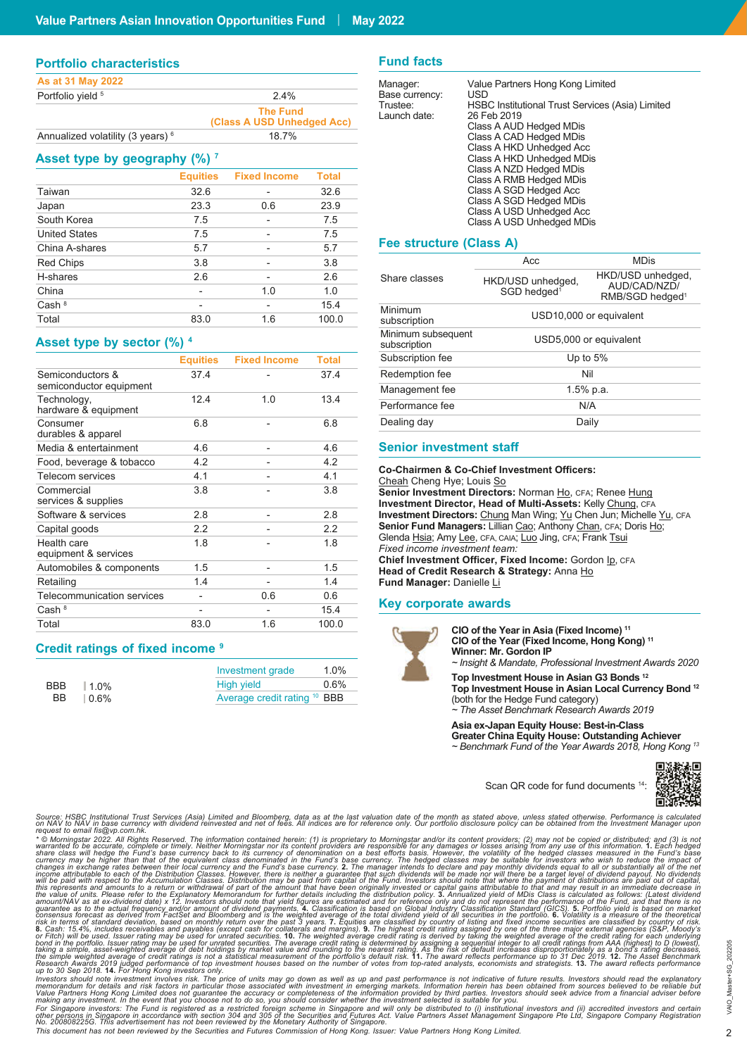## Portfolio characteristics

| As at 31 May 2022 | |
|---|---|
| Portfolio yield [5] | 2.4% |
| | The Fund (Class A USD Unhedged Acc) |
| Annualized volatility (3 years) [6] | 18.7% |

## Asset type by geography (%) [7]

| | Equities | Fixed Income | Total |
|---|---|---|---|
| Taiwan | 32.6 | - | 32.6 |
| Japan | 23.3 | 0.6 | 23.9 |
| South Korea | 7.5 | - | 7.5 |
| United States | 7.5 | - | 7.5 |
| China A-shares | 5.7 | - | 5.7 |
| Red Chips | 3.8 | - | 3.8 |
| H-shares | 2.6 | - | 2.6 |
| China | - | 1.0 | 1.0 |
| Cash [8] | - | - | 15.4 |
| Total | 83.0 | 1.6 | 100.0 |

## Asset type by sector (%) [4]

| | Equities | Fixed Income | Total |
|---|---|---|---|
| Semiconductors & semiconductor equipment | 37.4 | - | 37.4 |
| Technology, hardware & equipment | 12.4 | 1.0 | 13.4 |
| Consumer durables & apparel | 6.8 | - | 6.8 |
| Media & entertainment | 4.6 | - | 4.6 |
| Food, beverage & tobacco | 4.2 | - | 4.2 |
| Telecom services | 4.1 | - | 4.1 |
| Commercial services & supplies | 3.8 | - | 3.8 |
| Software & services | 2.8 | - | 2.8 |
| Capital goods | 2.2 | - | 2.2 |
| Health care equipment & services | 1.8 | - | 1.8 |
| Automobiles & components | 1.5 | - | 1.5 |
| Retailing | 1.4 | - | 1.4 |
| Telecommunication services | - | 0.6 | 0.6 |
| Cash [8] | - | - | 15.4 |
| Total | 83.0 | 1.6 | 100.0 |

## Credit ratings of fixed income [9]

BBB | 1.0%
BB | 0.6%

| | |
|---|---|
| Investment grade | 1.0% |
| High yield | 0.6% |
| Average credit rating [10] | BBB |

## Fund facts

| | |
|---|---|
| Manager: | Value Partners Hong Kong Limited |
| Base currency: | USD |
| Trustee: | HSBC Institutional Trust Services (Asia) Limited |
| Launch date: | 26 Feb 2019<br>Class A AUD Hedged MDis<br>Class A CAD Hedged MDis<br>Class A HKD Unhedged Acc<br>Class A HKD Unhedged MDis<br>Class A NZD Hedged MDis<br>Class A RMB Hedged MDis<br>Class A SGD Hedged Acc<br>Class A SGD Hedged MDis<br>Class A USD Unhedged Acc<br>Class A USD Unhedged MDis |

## Fee structure (Class A)

| | Acc | MDis |
|---|---|---|
| Share classes | HKD/USD unhedged, SGD hedged[1] | HKD/USD unhedged, AUD/CAD/NZD/ RMB/SGD hedged[1] |
| Minimum subscription | USD10,000 or equivalent | |
| Minimum subsequent subscription | USD5,000 or equivalent | |
| Subscription fee | Up to 5% | |
| Redemption fee | Nil | |
| Management fee | 1.5% p.a. | |
| Performance fee | N/A | |
| Dealing day | Daily | |

## Senior investment staff

**Co-Chairmen & Co-Chief Investment Officers:**
Cheah Cheng Hye; Louis So
**Senior Investment Directors:** Norman Ho, CFA; Renee Hung
**Investment Director, Head of Multi-Assets:** Kelly Chung, CFA
**Investment Directors:** Chung Man Wing; Yu Chen Jun; Michelle Yu, CFA
**Senior Fund Managers:** Lillian Cao; Anthony Chan, CFA; Doris Ho; Glenda Hsia; Amy Lee, CFA, CAIA; Luo Jing, CFA; Frank Tsui
*Fixed income investment team:*
**Chief Investment Officer, Fixed Income:** Gordon Ip, CFA
**Head of Credit Research & Strategy:** Anna Ho
**Fund Manager:** Danielle Li

## Key corporate awards

**CIO of the Year in Asia (Fixed Income)** [11]
**CIO of the Year (Fixed Income, Hong Kong)** [11]
**Winner: Mr. Gordon IP**
*~ Insight & Mandate, Professional Investment Awards 2020*

**Top Investment House in Asian G3 Bonds** [12]
**Top Investment House in Asian Local Currency Bond** [12]
(both for the Hedge Fund category)
*~ The Asset Benchmark Research Awards 2019*

**Asia ex-Japan Equity House: Best-in-Class**
**Greater China Equity House: Outstanding Achiever**
*~ Benchmark Fund of the Year Awards 2018, Hong Kong* [13]

Scan QR code for fund documents [14]:

*Source: HSBC Institutional Trust Services (Asia) Limited and Bloomberg, data as at the last valuation date of the month as stated above, unless stated otherwise. Performance is calculated on NAV to NAV in base currency with dividend reinvested and net of fees. All indices are for reference only. Our portfolio disclosure policy can be obtained from the Investment Manager upon request to email fis@vp.com.hk.*

*\* © Morningstar 2022. All Rights Reserved. The information contained herein: (1) is proprietary to Morningstar and/or its content providers; (2) may not be copied or distributed; and (3) is not warranted to be accurate, complete or timely. Neither Morningstar nor its content providers are responsible for any damages or losses arising from any use of this information. **1.** Each hedged share class will hedge the Fund's base currency back to its currency of denomination on a best efforts basis. However, the volatility of the hedged classes measured in the Fund's base currency may be higher than that of the equivalent class denominated in the Fund's base currency. The hedged classes may be suitable for investors who wish to reduce the impact of changes in exchange rates between their local currency and the Fund's base currency. **2.** The manager intends to declare and pay monthly dividends equal to all or substantially all of the net income attributable to each of the Distribution Classes. However, there is neither a guarantee that such dividends will be made nor will there be a target level of dividend payout. No dividends will be paid with respect to the Accumulation Classes. Distribution may be paid from capital of the Fund. Investors should note that where the payment of distributions are paid out of capital, this represents and amounts to a return or withdrawal of part of the amount that have been originally invested or capital gains attributable to that and may result in an immediate decrease in the value of units. Please refer to the Explanatory Memorandum for further details including the distribution policy. **3.** Annualized yield of MDis Class is calculated as follows: (Latest dividend amount/NAV as at ex-dividend date) x 12. Investors should note that yield figures are estimated and for reference only and do not represent the performance of the Fund, and that there is no guarantee as to the actual frequency and/or amount of dividend payments. **4.** Classification is based on Global Industry Classification Standard (GICS). **5.** Portfolio yield is based on market consensus forecast as derived from FactSet and Bloomberg and is the weighted average of the total dividend yield of all securities in the portfolio. **6.** Volatility is a measure of the theoretical risk in terms of standard deviation, based on monthly return over the past 3 years. **7.** Equities are classified by country of listing and fixed income securities are classified by country of risk. **8.** Cash: 15.4%, includes receivables and payables (except cash for collaterals and margins). **9.** The highest credit rating assigned by one of the three major external agencies (S&P, Moody's or Fitch) will be used. Issuer rating may be used for unrated securities. **10.** The weighted average credit rating is derived by taking the weighted average of the credit rating for each underlying bond in the portfolio. Issuer rating may be used for unrated securities. The average credit rating is determined by assigning a sequential integer to all credit ratings from AAA (highest) to D (lowest), taking a simple, asset-weighted average of debt holdings by market value and rounding to the nearest rating. As the risk of default increases disproportionately as a bond's rating decreases, the simple weighted average of credit ratings is not a statistical measurement of the portfolio's default risk. **11.** The award reflects performance up to 31 Dec 2019. **12.** The Asset Benchmark Research Awards 2019 judged performance of top investment houses based on the number of votes from top-rated analysts, economists and strategists. **13.** The award reflects performance up to 30 Sep 2018. **14.** For Hong Kong investors only.*

*Investors should note investment involves risk. The price of units may go down as well as up and past performance is not indicative of future results. Investors should read the explanatory memorandum for details and risk factors in particular those associated with investment in emerging markets. Information herein has been obtained from sources believed to be reliable but Value Partners Hong Kong Limited does not guarantee the accuracy or completeness of the information provided by third parties. Investors should seek advice from a financial adviser before making any investment. In the event that you choose not to do so, you should consider whether the investment selected is suitable for you.*

*For Singapore investors: The Fund is registered as a restricted foreign scheme in Singapore and will only be distributed to (i) institutional investors and (ii) accredited investors and certain other persons in Singapore in accordance with section 304 and 305 of the Securities and Futures Act. Value Partners Asset Management Singapore Pte Ltd, Singapore Company Registration No. 200808225G. This advertisement has not been reviewed by the Monetary Authority of Singapore.*

*This document has not been reviewed by the Securities and Futures Commission of Hong Kong. Issuer: Value Partners Hong Kong Limited.*